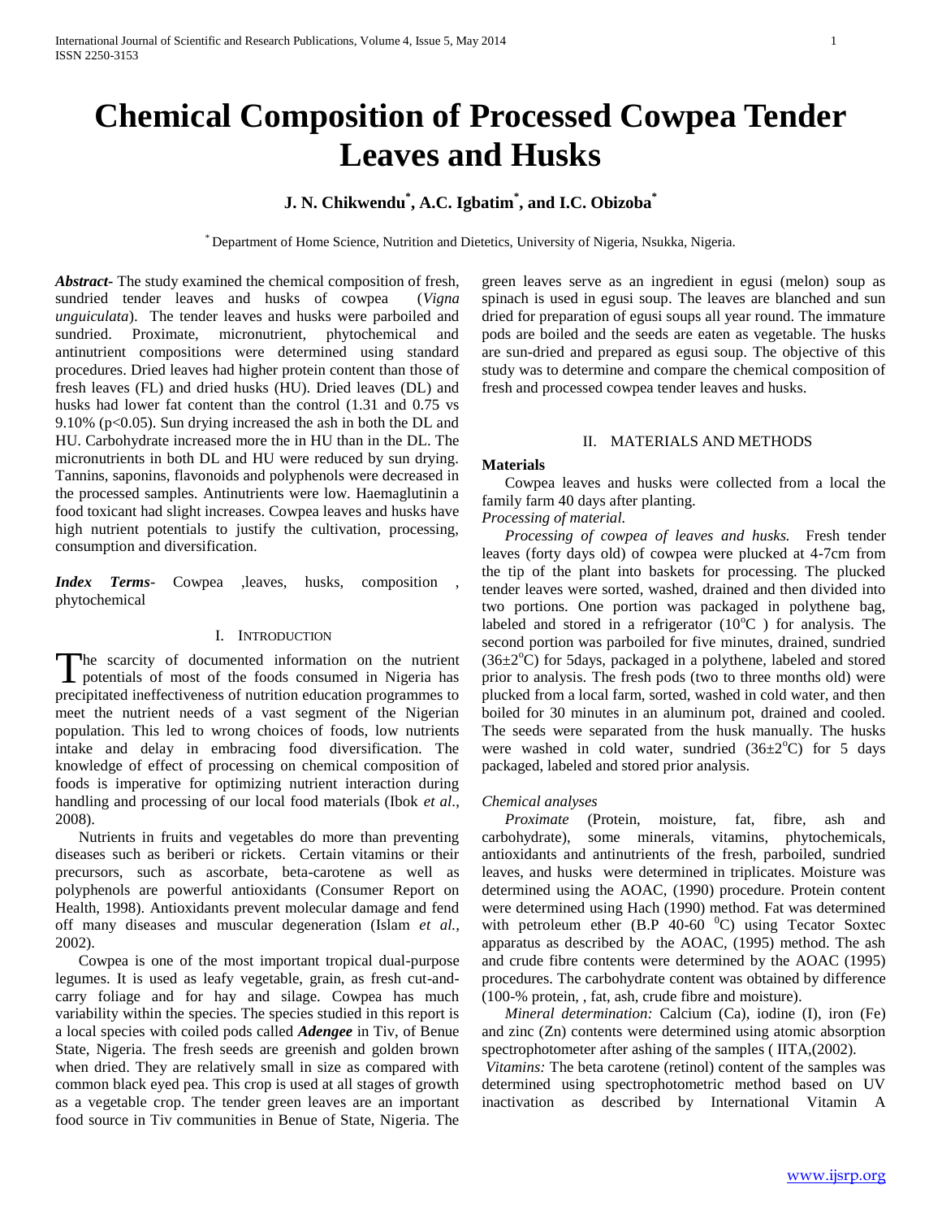# Chemical Composition of Processed Cowpea Tender Leaves and Husks

**J. N. Chikwendu[*], A.C. Igbatim[*], and I.C. Obizoba[*]**

[*] Department of Home Science, Nutrition and Dietetics, University of Nigeria, Nsukka, Nigeria.

***Abstract*-** The study examined the chemical composition of fresh, sundried tender leaves and husks of cowpea (*Vigna unguiculata*). The tender leaves and husks were parboiled and sundried. Proximate, micronutrient, phytochemical and antinutrient compositions were determined using standard procedures. Dried leaves had higher protein content than those of fresh leaves (FL) and dried husks (HU). Dried leaves (DL) and husks had lower fat content than the control (1.31 and 0.75 vs 9.10% ($p<0.05$). Sun drying increased the ash in both the DL and HU. Carbohydrate increased more the in HU than in the DL. The micronutrients in both DL and HU were reduced by sun drying. Tannins, saponins, flavonoids and polyphenols were decreased in the processed samples. Antinutrients were low. Haemaglutinin a food toxicant had slight increases. Cowpea leaves and husks have high nutrient potentials to justify the cultivation, processing, consumption and diversification.

***Index Terms*-** Cowpea ,leaves, husks, composition , phytochemical

## I. Introduction

The scarcity of documented information on the nutrient potentials of most of the foods consumed in Nigeria has precipitated ineffectiveness of nutrition education programmes to meet the nutrient needs of a vast segment of the Nigerian population. This led to wrong choices of foods, low nutrients intake and delay in embracing food diversification. The knowledge of effect of processing on chemical composition of foods is imperative for optimizing nutrient interaction during handling and processing of our local food materials (Ibok *et al*., 2008).

Nutrients in fruits and vegetables do more than preventing diseases such as beriberi or rickets. Certain vitamins or their precursors, such as ascorbate, beta-carotene as well as polyphenols are powerful antioxidants (Consumer Report on Health, 1998). Antioxidants prevent molecular damage and fend off many diseases and muscular degeneration (Islam *et al.,* 2002).

Cowpea is one of the most important tropical dual-purpose legumes. It is used as leafy vegetable, grain, as fresh cut-and-carry foliage and for hay and silage. Cowpea has much variability within the species. The species studied in this report is a local species with coiled pods called ***Adengee*** in Tiv, of Benue State, Nigeria. The fresh seeds are greenish and golden brown when dried. They are relatively small in size as compared with common black eyed pea. This crop is used at all stages of growth as a vegetable crop. The tender green leaves are an important food source in Tiv communities in Benue of State, Nigeria. The green leaves serve as an ingredient in egusi (melon) soup as spinach is used in egusi soup. The leaves are blanched and sun dried for preparation of egusi soups all year round. The immature pods are boiled and the seeds are eaten as vegetable. The husks are sun-dried and prepared as egusi soup. The objective of this study was to determine and compare the chemical composition of fresh and processed cowpea tender leaves and husks.

## II. Materials and Methods

**Materials**

Cowpea leaves and husks were collected from a local the family farm 40 days after planting.

*Processing of material.*

*Processing of cowpea of leaves and husks.* Fresh tender leaves (forty days old) of cowpea were plucked at 4-7cm from the tip of the plant into baskets for processing. The plucked tender leaves were sorted, washed, drained and then divided into two portions. One portion was packaged in polythene bag, labeled and stored in a refrigerator ($10^oC$ ) for analysis. The second portion was parboiled for five minutes, drained, sundried ($36\pm2^oC$) for 5days, packaged in a polythene, labeled and stored prior to analysis. The fresh pods (two to three months old) were plucked from a local farm, sorted, washed in cold water, and then boiled for 30 minutes in an aluminum pot, drained and cooled. The seeds were separated from the husk manually. The husks were washed in cold water, sundried ($36\pm2^oC$) for 5 days packaged, labeled and stored prior analysis.

*Chemical analyses*

*Proximate* (Protein, moisture, fat, fibre, ash and carbohydrate), some minerals, vitamins, phytochemicals, antioxidants and antinutrients of the fresh, parboiled, sundried leaves, and husks were determined in triplicates. Moisture was determined using the AOAC, (1990) procedure. Protein content were determined using Hach (1990) method. Fat was determined with petroleum ether (B.P 40-60 $^0C$) using Tecator Soxtec apparatus as described by the AOAC, (1995) method. The ash and crude fibre contents were determined by the AOAC (1995) procedures. The carbohydrate content was obtained by difference (100-% protein, , fat, ash, crude fibre and moisture).

*Mineral determination:* Calcium (Ca), iodine (I), iron (Fe) and zinc (Zn) contents were determined using atomic absorption spectrophotometer after ashing of the samples ( IITA,(2002).

*Vitamins:* The beta carotene (retinol) content of the samples was determined using spectrophotometric method based on UV inactivation as described by International Vitamin A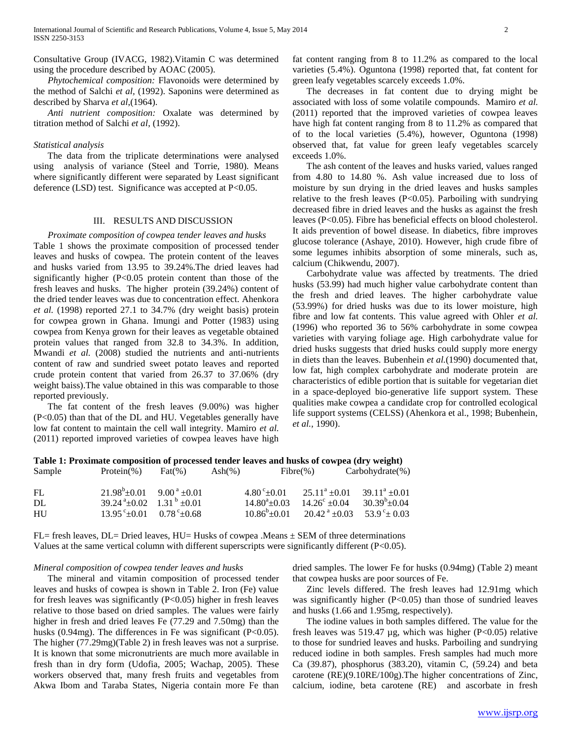Consultative Group (IVACG, 1982).Vitamin C was determined using the procedure described by AOAC (2005).

*Phytochemical composition:* Flavonoids were determined by the method of Salchi *et al,* (1992). Saponins were determined as described by Sharva *et al*,(1964).

*Anti nutrient composition:* Oxalate was determined by titration method of Salchi *et al*, (1992).

*Statistical analysis*

The data from the triplicate determinations were analysed using analysis of variance (Steel and Torrie, 1980). Means where significantly different were separated by Least significant deference (LSD) test. Significance was accepted at P<0.05.

## III. RESULTS AND DISCUSSION

*Proximate composition of cowpea tender leaves and husks*

Table 1 shows the proximate composition of processed tender leaves and husks of cowpea. The protein content of the leaves and husks varied from 13.95 to 39.24%.The dried leaves had significantly higher (P<0.05 protein content than those of the fresh leaves and husks. The higher protein (39.24%) content of the dried tender leaves was due to concentration effect. Ahenkora *et al.* (1998) reported 27.1 to 34.7% (dry weight basis) protein for cowpea grown in Ghana. Imungi and Potter (1983) using cowpea from Kenya grown for their leaves as vegetable obtained protein values that ranged from 32.8 to 34.3%. In addition, Mwandi *et al.* (2008) studied the nutrients and anti-nutrients content of raw and sundried sweet potato leaves and reported crude protein content that varied from 26.37 to 37.06% (dry weight baiss).The value obtained in this was comparable to those reported previously.

The fat content of the fresh leaves (9.00%) was higher (P<0.05) than that of the DL and HU. Vegetables generally have low fat content to maintain the cell wall integrity. Mamiro *et al.* (2011) reported improved varieties of cowpea leaves have high fat content ranging from 8 to 11.2% as compared to the local varieties (5.4%). Oguntona (1998) reported that, fat content for green leafy vegetables scarcely exceeds 1.0%.

The decreases in fat content due to drying might be associated with loss of some volatile compounds. Mamiro *et al.* (2011) reported that the improved varieties of cowpea leaves have high fat content ranging from 8 to 11.2% as compared that of to the local varieties (5.4%), however, Oguntona (1998) observed that, fat value for green leafy vegetables scarcely exceeds 1.0%.

The ash content of the leaves and husks varied, values ranged from 4.80 to 14.80 %. Ash value increased due to loss of moisture by sun drying in the dried leaves and husks samples relative to the fresh leaves (P<0.05). Parboiling with sundrying decreased fibre in dried leaves and the husks as against the fresh leaves (P<0.05). Fibre has beneficial effects on blood cholesterol. It aids prevention of bowel disease. In diabetics, fibre improves glucose tolerance (Ashaye, 2010). However, high crude fibre of some legumes inhibits absorption of some minerals, such as, calcium (Chikwendu, 2007).

Carbohydrate value was affected by treatments. The dried husks (53.99) had much higher value carbohydrate content than the fresh and dried leaves. The higher carbohydrate value (53.99%) for dried husks was due to its lower moisture, high fibre and low fat contents. This value agreed with Ohler *et al.* (1996) who reported 36 to 56% carbohydrate in some cowpea varieties with varying foliage age. High carbohydrate value for dried husks suggests that dried husks could supply more energy in diets than the leaves. Bubenhein *et al.*(1990) documented that, low fat, high complex carbohydrate and moderate protein are characteristics of edible portion that is suitable for vegetarian diet in a space-deployed bio-generative life support system. These qualities make cowpea a candidate crop for controlled ecological life support systems (CELSS) (Ahenkora et al., 1998; Bubenhein, *et al.,* 1990).

**Table 1: Proximate composition of processed tender leaves and husks of cowpea (dry weight)**

| Sample | Protein(%) | Fat(%) | Ash(%) | Fibre(%) | Carbohydrate(%) |
|---|---|---|---|---|---|
| FL | $21.98^{b}\pm0.01$ | $9.00^{a}\pm0.01$ | $4.80^{c}\pm0.01$ | $25.11^{a}\pm0.01$ | $39.11^{a}\pm0.01$ |
| DL | $39.24^{a}\pm0.02$ | $1.31^{b}\pm0.01$ | $14.80^{a}\pm0.03$ | $14.26^{c}\pm0.04$ | $30.39^{b}\pm0.04$ |
| HU | $13.95^{c}\pm0.01$ | $0.78^{c}\pm0.68$ | $10.86^{b}\pm0.01$ | $20.42^{a}\pm0.03$ | $53.9^{c}\pm0.03$ |

FL= fresh leaves, DL= Dried leaves, HU= Husks of cowpea .Means ± SEM of three determinations
Values at the same vertical column with different superscripts were significantly different (P<0.05).

*Mineral composition of cowpea tender leaves and husks*

The mineral and vitamin composition of processed tender leaves and husks of cowpea is shown in Table 2. Iron (Fe) value for fresh leaves was significantly (P<0.05) higher in fresh leaves relative to those based on dried samples. The values were fairly higher in fresh and dried leaves Fe (77.29 and 7.50mg) than the husks (0.94mg). The differences in Fe was significant (P<0.05). The higher (77.29mg)(Table 2) in fresh leaves was not a surprise. It is known that some micronutrients are much more available in fresh than in dry form (Udofia, 2005; Wachap, 2005). These workers observed that, many fresh fruits and vegetables from Akwa Ibom and Taraba States, Nigeria contain more Fe than dried samples. The lower Fe for husks (0.94mg) (Table 2) meant that cowpea husks are poor sources of Fe.

Zinc levels differed. The fresh leaves had 12.91mg which was significantly higher (P<0.05) than those of sundried leaves and husks (1.66 and 1.95mg, respectively).

The iodine values in both samples differed. The value for the fresh leaves was 519.47 µg, which was higher (P<0.05) relative to those for sundried leaves and husks. Parboiling and sundrying reduced iodine in both samples. Fresh samples had much more Ca (39.87), phosphorus (383.20), vitamin C, (59.24) and beta carotene (RE)(9.10RE/100g).The higher concentrations of Zinc, calcium, iodine, beta carotene (RE) and ascorbate in fresh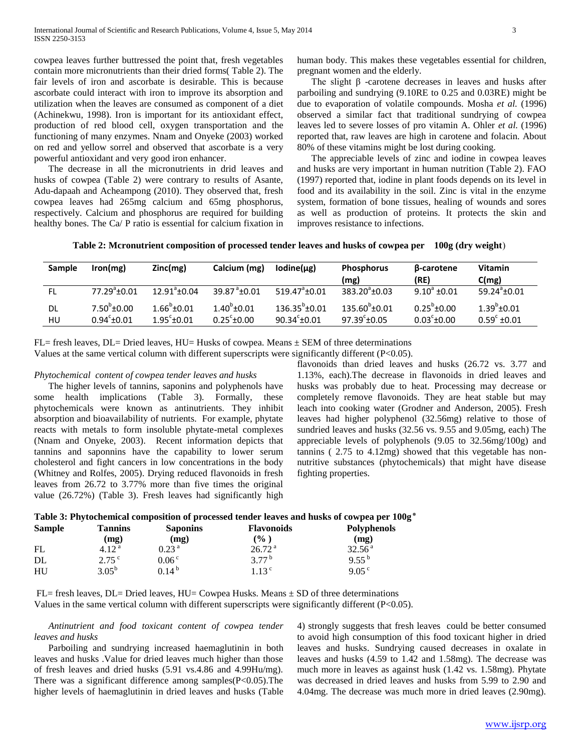cowpea leaves further buttressed the point that, fresh vegetables contain more micronutrients than their dried forms( Table 2). The fair levels of iron and ascorbate is desirable. This is because ascorbate could interact with iron to improve its absorption and utilization when the leaves are consumed as component of a diet (Achinekwu, 1998). Iron is important for its antioxidant effect, production of red blood cell, oxygen transportation and the functioning of many enzymes. Nnam and Onyeke (2003) worked on red and yellow sorrel and observed that ascorbate is a very powerful antioxidant and very good iron enhancer.

The decrease in all the micronutrients in drid leaves and husks of cowpea (Table 2) were contrary to results of Asante, Adu-dapaah and Acheampong (2010). They observed that, fresh cowpea leaves had 265mg calcium and 65mg phosphorus, respectively. Calcium and phosphorus are required for building healthy bones. The Ca/ P ratio is essential for calcium fixation in human body. This makes these vegetables essential for children, pregnant women and the elderly.

The slight β -carotene decreases in leaves and husks after parboiling and sundrying (9.10RE to 0.25 and 0.03RE) might be due to evaporation of volatile compounds. Mosha *et al.* (1996) observed a similar fact that traditional sundrying of cowpea leaves led to severe losses of pro vitamin A. Ohler *et al.* (1996) reported that, raw leaves are high in carotene and folacin. About 80% of these vitamins might be lost during cooking.

The appreciable levels of zinc and iodine in cowpea leaves and husks are very important in human nutrition (Table 2). FAO (1997) reported that, iodine in plant foods depends on its level in food and its availability in the soil. Zinc is vital in the enzyme system, formation of bone tissues, healing of wounds and sores as well as production of proteins. It protects the skin and improves resistance to infections.

**Table 2: Mcronutrient composition of processed tender leaves and husks of cowpea per 100g (dry weight)**

| Sample | Iron(mg) | Zinc(mg) | Calcium (mg) | Iodine(µg) | Phosphorus (mg) | β-carotene (RE) | Vitamin C(mg) |
|---|---|---|---|---|---|---|---|
| FL | $77.29^{a}\pm0.01$ | $12.91^{a}\pm0.04$ | $39.87^{a}\pm0.01$ | $519.47^{a}\pm0.01$ | $383.20^{a}\pm0.03$ | $9.10^{a}\pm0.01$ | $59.24^{a}\pm0.01$ |
| DL | $7.50^{b}\pm0.00$ | $1.66^{b}\pm0.01$ | $1.40^{b}\pm0.01$ | $136.35^{b}\pm0.01$ | $135.60^{b}\pm0.01$ | $0.25^{b}\pm0.00$ | $1.39^{b}\pm0.01$ |
| HU | $0.94^{c}\pm0.01$ | $1.95^{c}\pm0.01$ | $0.25^{c}\pm0.00$ | $90.34^{c}\pm0.01$ | $97.39^{c}\pm0.05$ | $0.03^{c}\pm0.00$ | $0.59^{c}\pm0.01$ |

FL= fresh leaves, DL= Dried leaves, HU= Husks of cowpea. Means ± SEM of three determinations
Values at the same vertical column with different superscripts were significantly different ($P<0.05$).

*Phytochemical content of cowpea tender leaves and husks*

The higher levels of tannins, saponins and polyphenols have some health implications (Table 3). Formally, these phytochemicals were known as antinutrients. They inhibit absorption and bioavailability of nutrients. For example, phytate reacts with metals to form insoluble phytate-metal complexes (Nnam and Onyeke, 2003). Recent information depicts that tannins and saponnins have the capability to lower serum cholesterol and fight cancers in low concentrations in the body (Whitney and Rolfes, 2005). Drying reduced flavonoids in fresh leaves from 26.72 to 3.77% more than five times the original value (26.72%) (Table 3). Fresh leaves had significantly high flavonoids than dried leaves and husks (26.72 vs. 3.77 and 1.13%, each).The decrease in flavonoids in dried leaves and husks was probably due to heat. Processing may decrease or completely remove flavonoids. They are heat stable but may leach into cooking water (Grodner and Anderson, 2005). Fresh leaves had higher polyphenol (32.56mg) relative to those of sundried leaves and husks (32.56 vs. 9.55 and 9.05mg, each) The appreciable levels of polyphenols (9.05 to 32.56mg/100g) and tannins ( 2.75 to 4.12mg) showed that this vegetable has non-nutritive substances (phytochemicals) that might have disease fighting properties.

**Table 3: Phytochemical composition of processed tender leaves and husks of cowpea per 100g***

| Sample | Tannins (mg) | Saponins (mg) | Flavonoids (%) | Polyphenols (mg) |
|---|---|---|---|---|
| FL | $4.12^{a}$ | $0.23^{a}$ | $26.72^{a}$ | $32.56^{a}$ |
| DL | $2.75^{c}$ | $0.06^{c}$ | $3.77^{b}$ | $9.55^{b}$ |
| HU | $3.05^{b}$ | $0.14^{b}$ | $1.13^{c}$ | $9.05^{c}$ |

FL= fresh leaves, DL= Dried leaves, HU= Cowpea Husks. Means ± SD of three determinations
Values in the same vertical column with different superscripts were significantly different ($P<0.05$).

*Antinutrient and food toxicant content of cowpea tender leaves and husks*

Parboiling and sundrying increased haemaglutinin in both leaves and husks .Value for dried leaves much higher than those of fresh leaves and dried husks (5.91 vs.4.86 and 4.99Hu/mg). There was a significant difference among samples($P<0.05$).The higher levels of haemaglutinin in dried leaves and husks (Table 4) strongly suggests that fresh leaves could be better consumed to avoid high consumption of this food toxicant higher in dried leaves and husks. Sundrying caused decreases in oxalate in leaves and husks (4.59 to 1.42 and 1.58mg). The decrease was much more in leaves as against husk (1.42 vs. 1.58mg). Phytate was decreased in dried leaves and husks from 5.99 to 2.90 and 4.04mg. The decrease was much more in dried leaves (2.90mg).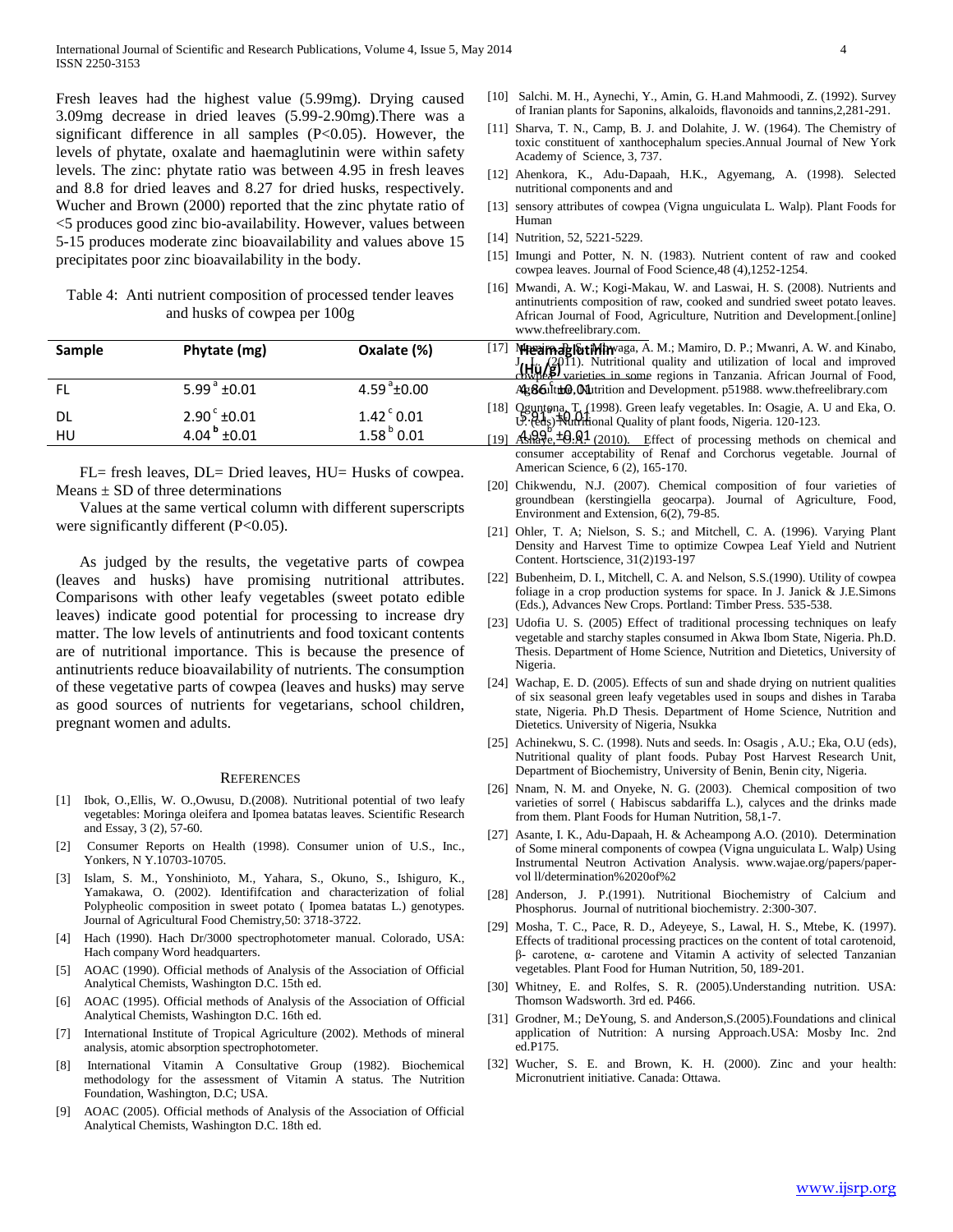Fresh leaves had the highest value (5.99mg). Drying caused 3.09mg decrease in dried leaves (5.99-2.90mg).There was a significant difference in all samples (P<0.05). However, the levels of phytate, oxalate and haemaglutinin were within safety levels. The zinc: phytate ratio was between 4.95 in fresh leaves and 8.8 for dried leaves and 8.27 for dried husks, respectively. Wucher and Brown (2000) reported that the zinc phytate ratio of <5 produces good zinc bio-availability. However, values between 5-15 produces moderate zinc bioavailability and values above 15 precipitates poor zinc bioavailability in the body.

Table 4: Anti nutrient composition of processed tender leaves and husks of cowpea per 100g

| Sample | Phytate (mg) | Oxalate (%) | Heamaglutinin (Hu/g) |
|---|---|---|---|
| FL | 5.99 $^{a}$ ±0.01 | 4.59 $^{a}$ ±0.00 | 4.86 $^{c}$ ±0.01 |
| DL | 2.90 $^{c}$ ±0.01 | 1.42 $^{c}$ 0.01 | 5.91 $^{a}$ ±0.01 |
| HU | 4.04 $^{b}$ ±0.01 | 1.58 $^{b}$ 0.01 | 4.99 $^{b}$ ±0.01 |

FL= fresh leaves, DL= Dried leaves, HU= Husks of cowpea. Means ± SD of three determinations

Values at the same vertical column with different superscripts were significantly different (P<0.05).

As judged by the results, the vegetative parts of cowpea (leaves and husks) have promising nutritional attributes. Comparisons with other leafy vegetables (sweet potato edible leaves) indicate good potential for processing to increase dry matter. The low levels of antinutrients and food toxicant contents are of nutritional importance. This is because the presence of antinutrients reduce bioavailability of nutrients. The consumption of these vegetative parts of cowpea (leaves and husks) may serve as good sources of nutrients for vegetarians, school children, pregnant women and adults.

## References

[1] Ibok, O.,Ellis, W. O.,Owusu, D.(2008). Nutritional potential of two leafy vegetables: Moringa oleifera and Ipomea batatas leaves. Scientific Research and Essay, 3 (2), 57-60.

[2] Consumer Reports on Health (1998). Consumer union of U.S., Inc., Yonkers, N Y.10703-10705.

[3] Islam, S. M., Yonshinioto, M., Yahara, S., Okuno, S., Ishiguro, K., Yamakawa, O. (2002). Identififcation and characterization of folial Polypheolic composition in sweet potato ( Ipomea batatas L.) genotypes. Journal of Agricultural Food Chemistry,50: 3718-3722.

[4] Hach (1990). Hach Dr/3000 spectrophotometer manual. Colorado, USA: Hach company Word headquarters.

[5] AOAC (1990). Official methods of Analysis of the Association of Official Analytical Chemists, Washington D.C. 15th ed.

[6] AOAC (1995). Official methods of Analysis of the Association of Official Analytical Chemists, Washington D.C. 16th ed.

[7] International Institute of Tropical Agriculture (2002). Methods of mineral analysis, atomic absorption spectrophotometer.

[8] International Vitamin A Consultative Group (1982). Biochemical methodology for the assessment of Vitamin A status. The Nutrition Foundation, Washington, D.C; USA.

[9] AOAC (2005). Official methods of Analysis of the Association of Official Analytical Chemists, Washington D.C. 18th ed.

[10] Salchi. M. H., Aynechi, Y., Amin, G. H.and Mahmoodi, Z. (1992). Survey of Iranian plants for Saponins, alkaloids, flavonoids and tannins,2,281-291.

[11] Sharva, T. N., Camp, B. J. and Dolahite, J. W. (1964). The Chemistry of toxic constituent of xanthocephalum species.Annual Journal of New York Academy of Science, 3, 737.

[12] Ahenkora, K., Adu-Dapaah, H.K., Agyemang, A. (1998). Selected nutritional components and and

[13] sensory attributes of cowpea (Vigna unguiculata L. Walp). Plant Foods for Human

[14] Nutrition, 52, 5221-5229.

[15] Imungi and Potter, N. N. (1983). Nutrient content of raw and cooked cowpea leaves. Journal of Food Science,48 (4),1252-1254.

[16] Mwandi, A. W.; Kogi-Makau, W. and Laswai, H. S. (2008). Nutrients and antinutrients composition of raw, cooked and sundried sweet potato leaves. African Journal of Food, Agriculture, Nutrition and Development.[online] www.thefreelibrary.com.

[17] Mamiro, P. S.; Mbwaga, A. M.; Mamiro, D. P.; Mwanri, A. W. and Kinabo, J. L. (2011). Nutritional quality and utilization of local and improved cowpea varieties in some regions in Tanzania. African Journal of Food, Agriculture, Nutrition and Development. p51988. www.thefreelibrary.com

[18] Oguntona, T. (1998). Green leafy vegetables. In: Osagie, A. U and Eka, O. U. (eds) Nutritional Quality of plant foods, Nigeria. 120-123.

[19] Ashaye, O.A. (2010). Effect of processing methods on chemical and consumer acceptability of Renaf and Corchorus vegetable. Journal of American Science, 6 (2), 165-170.

[20] Chikwendu, N.J. (2007). Chemical composition of four varieties of groundbean (kerstingiella geocarpa). Journal of Agriculture, Food, Environment and Extension, 6(2), 79-85.

[21] Ohler, T. A; Nielson, S. S.; and Mitchell, C. A. (1996). Varying Plant Density and Harvest Time to optimize Cowpea Leaf Yield and Nutrient Content. Hortscience, 31(2)193-197

[22] Bubenheim, D. I., Mitchell, C. A. and Nelson, S.S.(1990). Utility of cowpea foliage in a crop production systems for space. In J. Janick & J.E.Simons (Eds.), Advances New Crops. Portland: Timber Press. 535-538.

[23] Udofia U. S. (2005) Effect of traditional processing techniques on leafy vegetable and starchy staples consumed in Akwa Ibom State, Nigeria. Ph.D. Thesis. Department of Home Science, Nutrition and Dietetics, University of Nigeria.

[24] Wachap, E. D. (2005). Effects of sun and shade drying on nutrient qualities of six seasonal green leafy vegetables used in soups and dishes in Taraba state, Nigeria. Ph.D Thesis. Department of Home Science, Nutrition and Dietetics. University of Nigeria, Nsukka

[25] Achinekwu, S. C. (1998). Nuts and seeds. In: Osagis , A.U.; Eka, O.U (eds), Nutritional quality of plant foods. Pubay Post Harvest Research Unit, Department of Biochemistry, University of Benin, Benin city, Nigeria.

[26] Nnam, N. M. and Onyeke, N. G. (2003). Chemical composition of two varieties of sorrel ( Habiscus sabdariffa L.), calyces and the drinks made from them. Plant Foods for Human Nutrition, 58,1-7.

[27] Asante, I. K., Adu-Dapaah, H. & Acheampong A.O. (2010). Determination of Some mineral components of cowpea (Vigna unguiculata L. Walp) Using Instrumental Neutron Activation Analysis. www.wajae.org/papers/paper-vol ll/determination%2020of%2

[28] Anderson, J. P.(1991). Nutritional Biochemistry of Calcium and Phosphorus. Journal of nutritional biochemistry. 2:300-307.

[29] Mosha, T. C., Pace, R. D., Adeyeye, S., Lawal, H. S., Mtebe, K. (1997). Effects of traditional processing practices on the content of total carotenoid, β- carotene, α- carotene and Vitamin A activity of selected Tanzanian vegetables. Plant Food for Human Nutrition, 50, 189-201.

[30] Whitney, E. and Rolfes, S. R. (2005).Understanding nutrition. USA: Thomson Wadsworth. 3rd ed. P466.

[31] Grodner, M.; DeYoung, S. and Anderson,S.(2005).Foundations and clinical application of Nutrition: A nursing Approach.USA: Mosby Inc. 2nd ed.P175.

[32] Wucher, S. E. and Brown, K. H. (2000). Zinc and your health: Micronutrient initiative. Canada: Ottawa.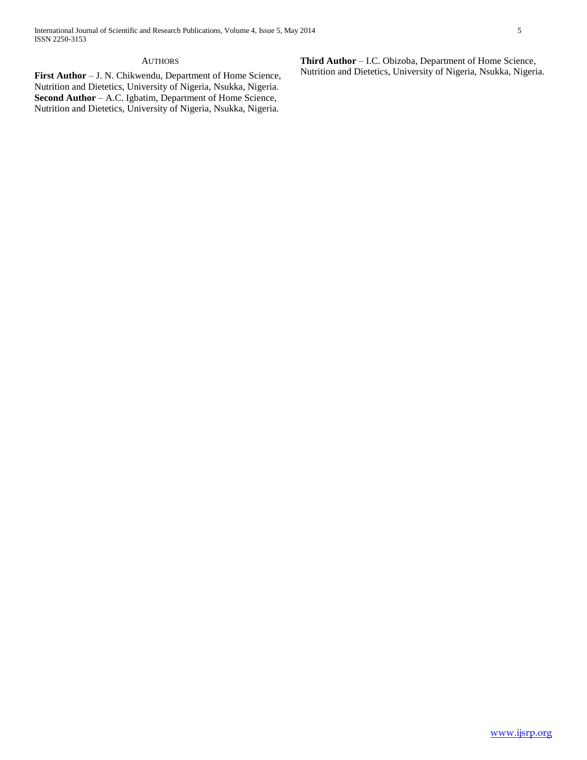## AUTHORS

**First Author** – J. N. Chikwendu, Department of Home Science, Nutrition and Dietetics, University of Nigeria, Nsukka, Nigeria.

**Second Author** – A.C. Igbatim, Department of Home Science, Nutrition and Dietetics, University of Nigeria, Nsukka, Nigeria.

**Third Author** – I.C. Obizoba, Department of Home Science, Nutrition and Dietetics, University of Nigeria, Nsukka, Nigeria.